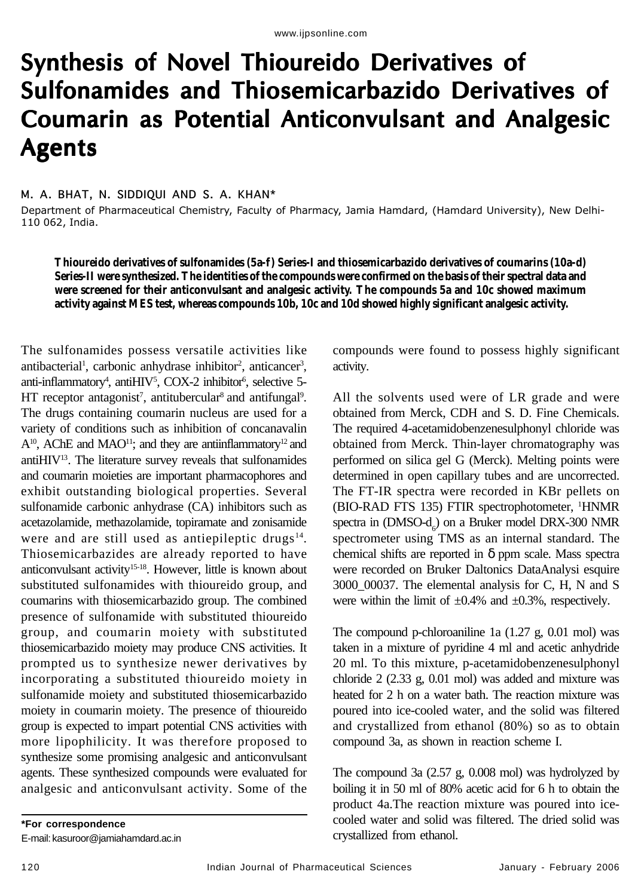# Synthesis of Novel Thioureido Derivatives of Sulfonamides and Thiosemicarbazido Derivatives of Coumarin as Potential Anticonvulsant and Analgesic Agents

M. A. BHAT, N. SIDDIQUI AND S. A. KHAN*

Department of Pharmaceutical Chemistry, Faculty of Pharmacy, Jamia Hamdard, (Hamdard University), New Delhi-110 062, India.

**Thioureido derivatives of sulfonamides (5a-f) Series-I and thiosemicarbazido derivatives of coumarins (10a-d) Series-II were synthesized. The identities of the compounds were confirmed on the basis of their spectral data and were screened for their anticonvulsant and analgesic activity. The compounds 5a and 10c showed maximum activity against MES test, whereas compounds 10b, 10c and 10d showed highly significant analgesic activity.**

The sulfonamides possess versatile activities like antibacterial[1], carbonic anhydrase inhibitor[2], anticancer[3], anti-inflammatory[4], antiHIV[5], COX-2 inhibitor[6], selective 5-HT receptor antagonist[7], antitubercular[8] and antifungal[9]. The drugs containing coumarin nucleus are used for a variety of conditions such as inhibition of concanavalin A[10], AChE and MAO[11]; and they are antiinflammatory[12] and antiHIV[13]. The literature survey reveals that sulfonamides and coumarin moieties are important pharmacophores and exhibit outstanding biological properties. Several sulfonamide carbonic anhydrase (CA) inhibitors such as acetazolamide, methazolamide, topiramate and zonisamide were and are still used as antiepileptic drugs[14]. Thiosemicarbazides are already reported to have anticonvulsant activity[15-18]. However, little is known about substituted sulfonamides with thioureido group, and coumarins with thiosemicarbazido group. The combined presence of sulfonamide with substituted thioureido group, and coumarin moiety with substituted thiosemicarbazido moiety may produce CNS activities. It prompted us to synthesize newer derivatives by incorporating a substituted thioureido moiety in sulfonamide moiety and substituted thiosemicarbazido moiety in coumarin moiety. The presence of thioureido group is expected to impart potential CNS activities with more lipophilicity. It was therefore proposed to synthesize some promising analgesic and anticonvulsant agents. These synthesized compounds were evaluated for analgesic and anticonvulsant activity. Some of the compounds were found to possess highly significant activity.

All the solvents used were of LR grade and were obtained from Merck, CDH and S. D. Fine Chemicals. The required 4-acetamidobenzenesulphonyl chloride was obtained from Merck. Thin-layer chromatography was performed on silica gel G (Merck). Melting points were determined in open capillary tubes and are uncorrected. The FT-IR spectra were recorded in KBr pellets on (BIO-RAD FTS 135) FTIR spectrophotometer, $^{1}$HNMR spectra in (DMSO-$d_6$) on a Bruker model DRX-300 NMR spectrometer using TMS as an internal standard. The chemical shifts are reported in $\delta$ ppm scale. Mass spectra were recorded on Bruker Daltonics DataAnalysi esquire 3000_00037. The elemental analysis for C, H, N and S were within the limit of ±0.4% and ±0.3%, respectively.

The compound p-chloroaniline 1a (1.27 g, 0.01 mol) was taken in a mixture of pyridine 4 ml and acetic anhydride 20 ml. To this mixture, p-acetamidobenzenesulphonyl chloride 2 (2.33 g, 0.01 mol) was added and mixture was heated for 2 h on a water bath. The reaction mixture was poured into ice-cooled water, and the solid was filtered and crystallized from ethanol (80%) so as to obtain compound 3a, as shown in reaction scheme I.

The compound 3a (2.57 g, 0.008 mol) was hydrolyzed by boiling it in 50 ml of 80% acetic acid for 6 h to obtain the product 4a.The reaction mixture was poured into ice-cooled water and solid was filtered. The dried solid was crystallized from ethanol.

*For correspondence
E-mail: kasuroor@jamiahamdard.ac.in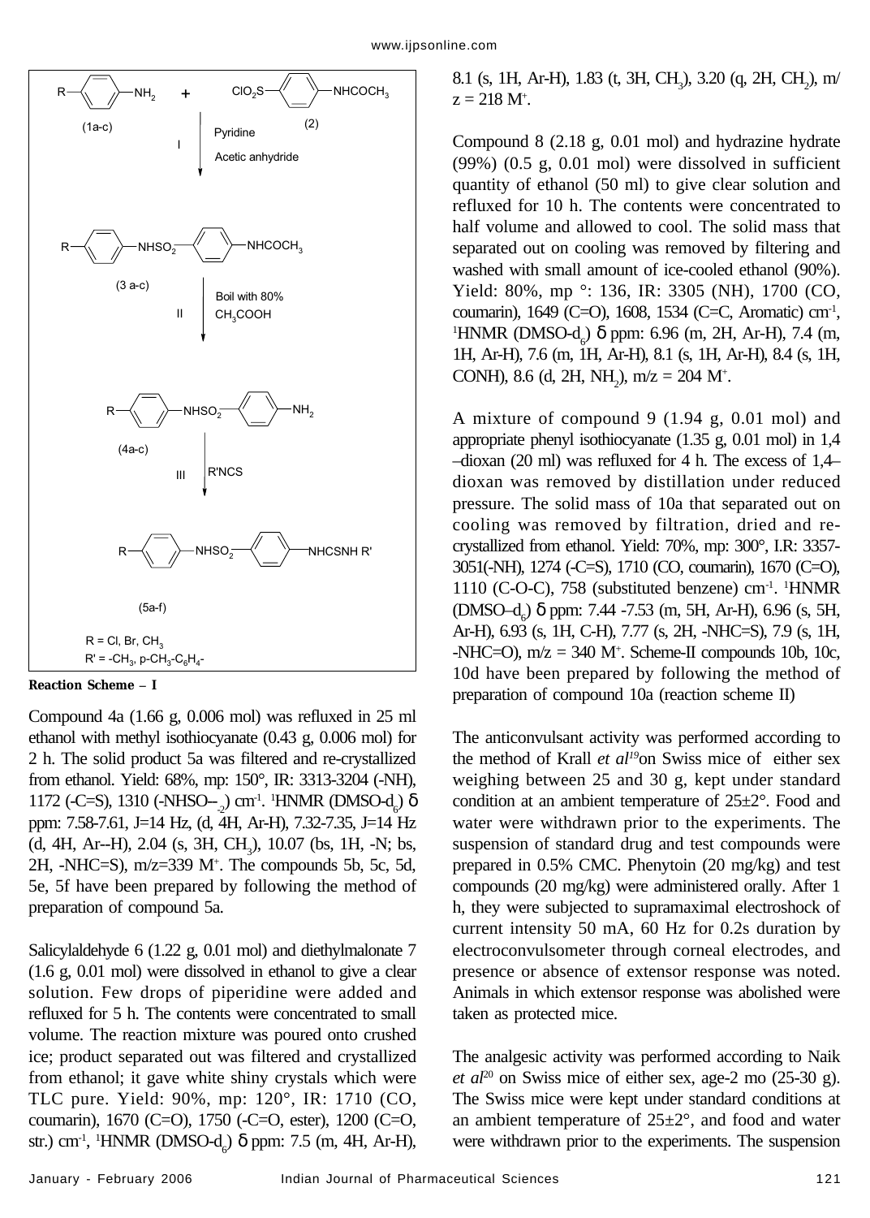R—C6H4—NH2 + ClO2S—C6H4—NHCOCH3

(1a-c) (2)

I Pyridine, Acetic anhydride

R—C6H4—NHSO2—C6H4—NHCOCH3

(3 a-c)

II Boil with 80% $CH_3COOH$

R—C6H4—NHSO2—C6H4—NH2

(4a-c)

III R'NCS

R—C6H4—NHSO2—C6H4—NHCSNH R'

(5a-f)

R = Cl, Br, $CH_3$

R' = $-CH_3$, p-$CH_3$-$C_6H_4$-

**Reaction Scheme – I**

Compound 4a (1.66 g, 0.006 mol) was refluxed in 25 ml ethanol with methyl isothiocyanate (0.43 g, 0.006 mol) for 2 h. The solid product 5a was filtered and re-crystallized from ethanol. Yield: 68%, mp: 150°, IR: 3313-3204 (-NH), 1172 (-C=S), 1310 (-NHSO–$_2$) cm$^{-1}$. $^1$HNMR (DMSO-d$_6$) δ ppm: 7.58-7.61, J=14 Hz, (d, 4H, Ar-H), 7.32-7.35, J=14 Hz (d, 4H, Ar--H), 2.04 (s, 3H, $CH_3$), 10.07 (bs, 1H, -N; bs, 2H, -NHC=S), m/z=339 M$^+$. The compounds 5b, 5c, 5d, 5e, 5f have been prepared by following the method of preparation of compound 5a.

Salicylaldehyde 6 (1.22 g, 0.01 mol) and diethylmalonate 7 (1.6 g, 0.01 mol) were dissolved in ethanol to give a clear solution. Few drops of piperidine were added and refluxed for 5 h. The contents were concentrated to small volume. The reaction mixture was poured onto crushed ice; product separated out was filtered and crystallized from ethanol; it gave white shiny crystals which were TLC pure. Yield: 90%, mp: 120°, IR: 1710 (CO, coumarin), 1670 (C=O), 1750 (-C=O, ester), 1200 (C=O, str.) cm$^{-1}$, $^1$HNMR (DMSO-d$_6$) δ ppm: 7.5 (m, 4H, Ar-H), 8.1 (s, 1H, Ar-H), 1.83 (t, 3H, $CH_3$), 3.20 (q, 2H, $CH_2$), m/z = 218 M$^+$.

Compound 8 (2.18 g, 0.01 mol) and hydrazine hydrate (99%) (0.5 g, 0.01 mol) were dissolved in sufficient quantity of ethanol (50 ml) to give clear solution and refluxed for 10 h. The contents were concentrated to half volume and allowed to cool. The solid mass that separated out on cooling was removed by filtering and washed with small amount of ice-cooled ethanol (90%). Yield: 80%, mp °: 136, IR: 3305 (NH), 1700 (CO, coumarin), 1649 (C=O), 1608, 1534 (C=C, Aromatic) cm$^{-1}$, $^1$HNMR (DMSO-d$_6$) δ ppm: 6.96 (m, 2H, Ar-H), 7.4 (m, 1H, Ar-H), 7.6 (m, 1H, Ar-H), 8.1 (s, 1H, Ar-H), 8.4 (s, 1H, CONH), 8.6 (d, 2H, $NH_2$), m/z = 204 M$^+$.

A mixture of compound 9 (1.94 g, 0.01 mol) and appropriate phenyl isothiocyanate (1.35 g, 0.01 mol) in 1,4 –dioxan (20 ml) was refluxed for 4 h. The excess of 1,4–dioxan was removed by distillation under reduced pressure. The solid mass of 10a that separated out on cooling was removed by filtration, dried and re-crystallized from ethanol. Yield: 70%, mp: 300°, I.R: 3357-3051(-NH), 1274 (-C=S), 1710 (CO, coumarin), 1670 (C=O), 1110 (C-O-C), 758 (substituted benzene) cm$^{-1}$. $^1$HNMR (DMSO–d$_6$) δ ppm: 7.44 -7.53 (m, 5H, Ar-H), 6.96 (s, 5H, Ar-H), 6.93 (s, 1H, C-H), 7.77 (s, 2H, -NHC=S), 7.9 (s, 1H, -NHC=O), m/z = 340 M$^+$. Scheme-II compounds 10b, 10c, 10d have been prepared by following the method of preparation of compound 10a (reaction scheme II)

The anticonvulsant activity was performed according to the method of Krall *et al*[19] on Swiss mice of either sex weighing between 25 and 30 g, kept under standard condition at an ambient temperature of 25±2°. Food and water were withdrawn prior to the experiments. The suspension of standard drug and test compounds were prepared in 0.5% CMC. Phenytoin (20 mg/kg) and test compounds (20 mg/kg) were administered orally. After 1 h, they were subjected to supramaximal electroshock of current intensity 50 mA, 60 Hz for 0.2s duration by electroconvulsometer through corneal electrodes, and presence or absence of extensor response was noted. Animals in which extensor response was abolished were taken as protected mice.

The analgesic activity was performed according to Naik *et al*[20] on Swiss mice of either sex, age-2 mo (25-30 g). The Swiss mice were kept under standard conditions at an ambient temperature of 25±2°, and food and water were withdrawn prior to the experiments. The suspension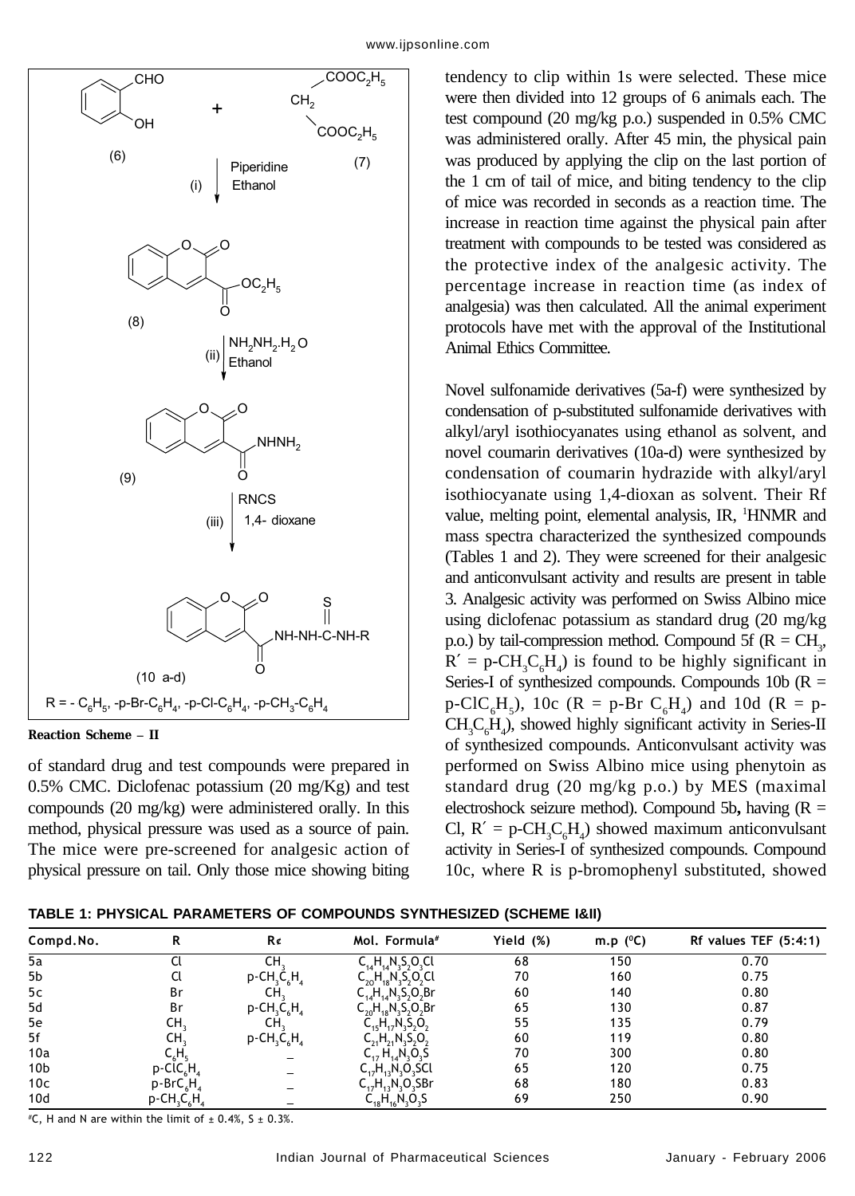Reaction Scheme – II (reagents as shown in the scheme):

- (6) 2-hydroxybenzaldehyde (CHO, OH) + (7) diethyl malonate ($CH_2(COOC_2H_5)_2$)
- (i) Piperidine, Ethanol → (8) ethyl coumarin-3-carboxylate ($COOC_2H_5$)
- (ii) $NH_2NH_2.H_2O$, Ethanol → (9) coumarin-3-carbohydrazide ($CONHNH_2$)
- (iii) RNCS, 1,4- dioxane → (10 a-d) coumarin-3-C(O)-NH-NH-C(S)-NH-R

R = - $C_6H_5$, -p-Br-$C_6H_4$, -p-Cl-$C_6H_4$, -p-$CH_3$-$C_6H_4$

**Reaction Scheme – II**

of standard drug and test compounds were prepared in 0.5% CMC. Diclofenac potassium (20 mg/Kg) and test compounds (20 mg/kg) were administered orally. In this method, physical pressure was used as a source of pain. The mice were pre-screened for analgesic action of physical pressure on tail. Only those mice showing biting tendency to clip within 1s were selected. These mice were then divided into 12 groups of 6 animals each. The test compound (20 mg/kg p.o.) suspended in 0.5% CMC was administered orally. After 45 min, the physical pain was produced by applying the clip on the last portion of the 1 cm of tail of mice, and biting tendency to the clip of mice was recorded in seconds as a reaction time. The increase in reaction time against the physical pain after treatment with compounds to be tested was considered as the protective index of the analgesic activity. The percentage increase in reaction time (as index of analgesia) was then calculated. All the animal experiment protocols have met with the approval of the Institutional Animal Ethics Committee.

Novel sulfonamide derivatives (5a-f) were synthesized by condensation of p-substituted sulfonamide derivatives with alkyl/aryl isothiocyanates using ethanol as solvent, and novel coumarin derivatives (10a-d) were synthesized by condensation of coumarin hydrazide with alkyl/aryl isothiocyanate using 1,4-dioxan as solvent. Their Rf value, melting point, elemental analysis, IR, [1]HNMR and mass spectra characterized the synthesized compounds (Tables 1 and 2). They were screened for their analgesic and anticonvulsant activity and results are present in table 3. Analgesic activity was performed on Swiss Albino mice using diclofenac potassium as standard drug (20 mg/kg p.o.) by tail-compression method. Compound 5f (R = $CH_3$, R´ = p-$CH_3C_6H_4$) is found to be highly significant in Series-I of synthesized compounds. Compounds 10b (R = p-Cl$C_6H_5$), 10c (R = p-Br $C_6H_4$) and 10d (R = p-$CH_3C_6H_4$), showed highly significant activity in Series-II of synthesized compounds. Anticonvulsant activity was performed on Swiss Albino mice using phenytoin as standard drug (20 mg/kg p.o.) by MES (maximal electroshock seizure method). Compound 5b**,** having (R = Cl, R´ = p-$CH_3C_6H_4$) showed maximum anticonvulsant activity in Series-I of synthesized compounds. Compound 10c, where R is p-bromophenyl substituted, showed

**TABLE 1: PHYSICAL PARAMETERS OF COMPOUNDS SYNTHESIZED (SCHEME I&II)**

| Compd.No. | R | R´ | Mol. Formula# | Yield (%) | m.p (°C) | Rf values TEF (5:4:1) |
|---|---|---|---|---|---|---|
| 5a | Cl | $CH_3$ | $C_{14}H_{14}N_3S_2O_3Cl$ | 68 | 150 | 0.70 |
| 5b | Cl | p-$CH_3C_6H_4$ | $C_{20}H_{18}N_3S_2O_2Cl$ | 70 | 160 | 0.75 |
| 5c | Br | $CH_3$ | $C_{14}H_{14}N_3S_2O_2Br$ | 60 | 140 | 0.80 |
| 5d | Br | p-$CH_3C_6H_4$ | $C_{20}H_{18}N_3S_2O_2Br$ | 65 | 130 | 0.87 |
| 5e | $CH_3$ | $CH_3$ | $C_{15}H_{17}N_3S_2O_2$ | 55 | 135 | 0.79 |
| 5f | $CH_3$ | p-$CH_3C_6H_4$ | $C_{21}H_{21}N_3S_2O_2$ | 60 | 119 | 0.80 |
| 10a | $C_6H_5$ | _ | $C_{17}H_{14}N_3O_3S$ | 70 | 300 | 0.80 |
| 10b | p-Cl$C_6H_4$ | _ | $C_{17}H_{13}N_3O_3SCl$ | 65 | 120 | 0.75 |
| 10c | p-Br$C_6H_4$ | _ | $C_{17}H_{13}N_3O_3SBr$ | 68 | 180 | 0.83 |
| 10d | p-$CH_3C_6H_4$ | _ | $C_{18}H_{16}N_3O_3S$ | 69 | 250 | 0.90 |

#C, H and N are within the limit of ± 0.4%, S ± 0.3%.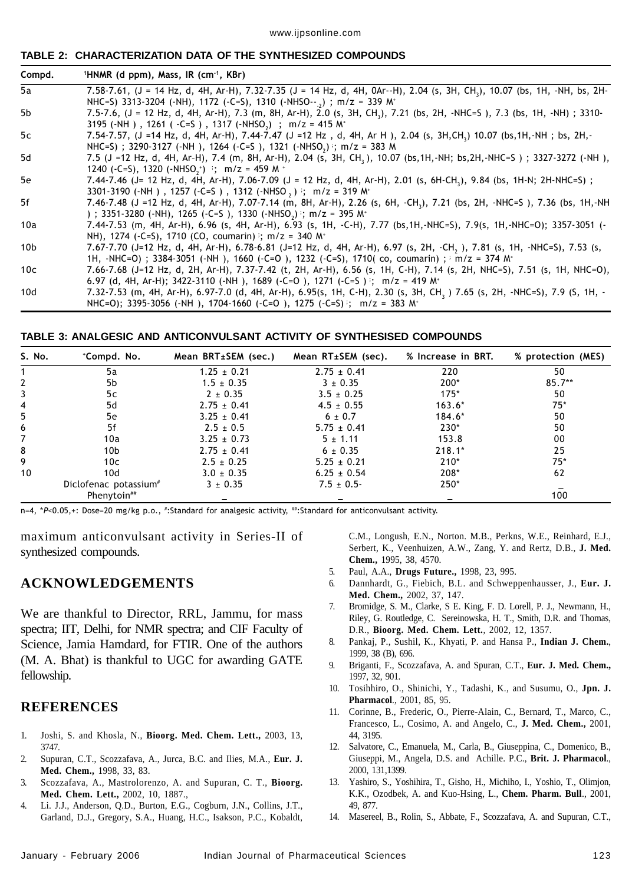**TABLE 2: CHARACTERIZATION DATA OF THE SYNTHESIZED COMPOUNDS**

| Compd. | $^1$HNMR (d ppm), Mass, IR (cm$^{-1}$, KBr) |
|---|---|
| 5a | 7.58-7.61, (J = 14 Hz, d, 4H, Ar-H), 7.32-7.35 (J = 14 Hz, d, 4H, 0Ar--H), 2.04 (s, 3H, $CH_3$), 10.07 (bs, 1H, -NH, bs, 2H-NHC=S) 3313-3204 (-NH), 1172 (-C=S), 1310 (-NHSO--$_2$) ; m/z = 339 M$^+$ |
| 5b | 7.5-7.6, (J = 12 Hz, d, 4H, Ar-H), 7.3 (m, 8H, Ar-H), 2.0 (s, 3H, $CH_3$), 7.21 (bs, 2H, -NHC=S ), 7.3 (bs, 1H, -NH) ; 3310-3195 (-NH ) , 1261 ( -C=S ) , 1317 (-$NHSO_2$) ; m/z = 415 M$^+$ |
| 5c | 7.54-7.57, (J =14 Hz, d, 4H, Ar-H), 7.44-7.47 (J =12 Hz , d, 4H, Ar H ), 2.04 (s, 3H,$CH_3$) 10.07 (bs,1H,-NH ; bs, 2H,-NHC=S) ; 3290-3127 (-NH ), 1264 (-C=S ), 1321 (-$NHSO_2$) ; m/z = 383 M |
| 5d | 7.5 (J =12 Hz, d, 4H, Ar-H), 7.4 (m, 8H, Ar-H), 2.04 (s, 3H, $CH_3$ ), 10.07 (bs,1H,-NH; bs,2H,-NHC=S ) ; 3327-3272 (-NH ), 1240 (-C=S), 1320 (-$NHSO_2^+$) ; m/z = 459 M$^+$ |
| 5e | 7.44-7.46 (J= 12 Hz, d, 4H, Ar-H), 7.06-7.09 (J = 12 Hz, d, 4H, Ar-H), 2.01 (s, 6H-$CH_3$), 9.84 (bs, 1H-N; 2H-NHC=S) ; 3301-3190 (-NH ) , 1257 (-C=S ) , 1312 (-NHSO $_2$ ) ; m/z = 319 M$^+$ |
| 5f | 7.46-7.48 (J =12 Hz, d, 4H, Ar-H), 7.07-7.14 (m, 8H, Ar-H), 2.26 (s, 6H, -$CH_3$), 7.21 (bs, 2H, -NHC=S ), 7.36 (bs, 1H,-NH ) ; 3351-3280 (-NH), 1265 (-C=S ), 1330 (-$NHSO_2$) ; m/z = 395 M$^+$ |
| 10a | 7.44-7.53 (m, 4H, Ar-H), 6.96 (s, 4H, Ar-H), 6.93 (s, 1H, -C-H), 7.77 (bs,1H,-NHC=S), 7.9(s, 1H,-NHC=O); 3357-3051 (-NH), 1274 (-C=S), 1710 (CO, coumarin) ; m/z = 340 M$^+$ |
| 10b | 7.67-7.70 (J=12 Hz, d, 4H, Ar-H), 6.78-6.81 (J=12 Hz, d, 4H, Ar-H), 6.97 (s, 2H, -$CH_2$ ), 7.81 (s, 1H, -NHC=S), 7.53 (s, 1H, -NHC=O) ; 3384-3051 (-NH ), 1660 (-C=O ), 1232 (-C=S), 1710( co, coumarin) ; m/z = 374 M$^+$ |
| 10c | 7.66-7.68 (J=12 Hz, d, 2H, Ar-H), 7.37-7.42 (t, 2H, Ar-H), 6.56 (s, 1H, C-H), 7.14 (s, 2H, NHC=S), 7.51 (s, 1H, NHC=O), 6.97 (d, 4H, Ar-H); 3422-3110 (-NH ), 1689 (-C=O ), 1271 (-C=S ) ; m/z = 419 M$^+$ |
| 10d | 7.32-7.53 (m, 4H, Ar-H), 6.97-7.0 (d, 4H, Ar-H), 6.95(s, 1H, C-H), 2.30 (s, 3H, $CH_3$ ) 7.65 (s, 2H, -NHC=S), 7.9 (S, 1H, -NHC=O); 3395-3056 (-NH ), 1704-1660 (-C=O ), 1275 (-C=S) ; m/z = 383 M$^+$ |

**TABLE 3: ANALGESIC AND ANTICONVULSANT ACTIVITY OF SYNTHESISED COMPOUNDS**

| S. No. | +Compd. No. | Mean BRT±SEM (sec.) | Mean RT±SEM (sec). | % Increase in BRT. | % protection (MES) |
|---|---|---|---|---|---|
| 1 | 5a | 1.25 ± 0.21 | 2.75 ± 0.41 | 220 | 50 |
| 2 | 5b | 1.5 ± 0.35 | 3 ± 0.35 | 200* | 85.7** |
| 3 | 5c | 2 ± 0.35 | 3.5 ± 0.25 | 175* | 50 |
| 4 | 5d | 2.75 ± 0.41 | 4.5 ± 0.55 | 163.6* | 75* |
| 5 | 5e | 3.25 ± 0.41 | 6 ± 0.7 | 184.6* | 50 |
| 6 | 5f | 2.5 ± 0.5 | 5.75 ± 0.41 | 230* | 50 |
| 7 | 10a | 3.25 ± 0.73 | 5 ± 1.11 | 153.8 | 00 |
| 8 | 10b | 2.75 ± 0.41 | 6 ± 0.35 | 218.1* | 25 |
| 9 | 10c | 2.5 ± 0.25 | 5.25 ± 0.21 | 210* | 75* |
| 10 | 10d | 3.0 ± 0.35 | 6.25 ± 0.54 | 208* | 62 |
| | Diclofenac potassium# | 3 ± 0.35 | 7.5 ± 0.5- | 250* | _ |
| | Phenytoin## | _ | _ | _ | 100 |

n=4, *$P$<0.05,+: Dose=20 mg/kg p.o., #:Standard for analgesic activity, ##:Standard for anticonvulsant activity.

maximum anticonvulsant activity in Series-II of synthesized compounds.

## ACKNOWLEDGEMENTS

We are thankful to Director, RRL, Jammu, for mass spectra; IIT, Delhi, for NMR spectra; and CIF Faculty of Science, Jamia Hamdard, for FTIR. One of the authors (M. A. Bhat) is thankful to UGC for awarding GATE fellowship.

## REFERENCES

1. Joshi, S. and Khosla, N., **Bioorg. Med. Chem. Lett.,** 2003, 13, 3747.
2. Supuran, C.T., Scozzafava, A., Jurca, B.C. and Ilies, M.A., **Eur. J. Med. Chem.,** 1998, 33, 83.
3. Scozzafava, A., Mastrolorenzo, A. and Supuran, C. T., **Bioorg. Med. Chem. Lett.,** 2002, 10, 1887.,
4. Li. J.J., Anderson, Q.D., Burton, E.G., Cogburn, J.N., Collins, J.T., Garland, D.J., Gregory, S.A., Huang, H.C., Isakson, P.C., Kobaldt, C.M., Longush, E.N., Norton. M.B., Perkns, W.E., Reinhard, E.J., Serbert, K., Veenhuizen, A.W., Zang, Y. and Rertz, D.B., **J. Med. Chem.,** 1995, 38, 4570.
5. Paul, A.A., **Drugs Future.,** 1998, 23, 995.
6. Dannhardt, G., Fiebich, B.L. and Schweppenhausser, J., **Eur. J. Med. Chem.,** 2002, 37, 147.
7. Bromidge, S. M., Clarke, S E. King, F. D. Lorell, P. J., Newmann, H., Riley, G. Routledge, C. Sereinowska, H. T., Smith, D.R. and Thomas, D.R., **Bioorg. Med. Chem. Lett.**, 2002, 12, 1357.
8. Pankaj, P., Sushil, K., Khyati, P. and Hansa P., **Indian J. Chem.**, 1999, 38 (B), 696.
9. Briganti, F., Scozzafava, A. and Spuran, C.T., **Eur. J. Med. Chem.,** 1997, 32, 901.
10. Tosihhiro, O., Shinichi, Y., Tadashi, K., and Susumu, O., **Jpn. J. Pharmacol.**, 2001, 85, 95.
11. Corinne, B., Frederic, O., Pierre-Alain, C., Bernard, T., Marco, C., Francesco, L., Cosimo, A. and Angelo, C., **J. Med. Chem.,** 2001, 44, 3195.
12. Salvatore, C., Emanuela, M., Carla, B., Giuseppina, C., Domenico, B., Giuseppi, M., Angela, D.S. and Achille. P.C., **Brit. J. Pharmacol.**, 2000, 131,1399.
13. Yashiro, S., Yoshihira, T., Gisho, H., Michiho, I., Yoshio, T., Olimjon, K.K., Ozodbek, A. and Kuo-Hsing, L., **Chem. Pharm. Bull.**, 2001, 49, 877.
14. Masereel, B., Rolin, S., Abbate, F., Scozzafava, A. and Supuran, C.T.,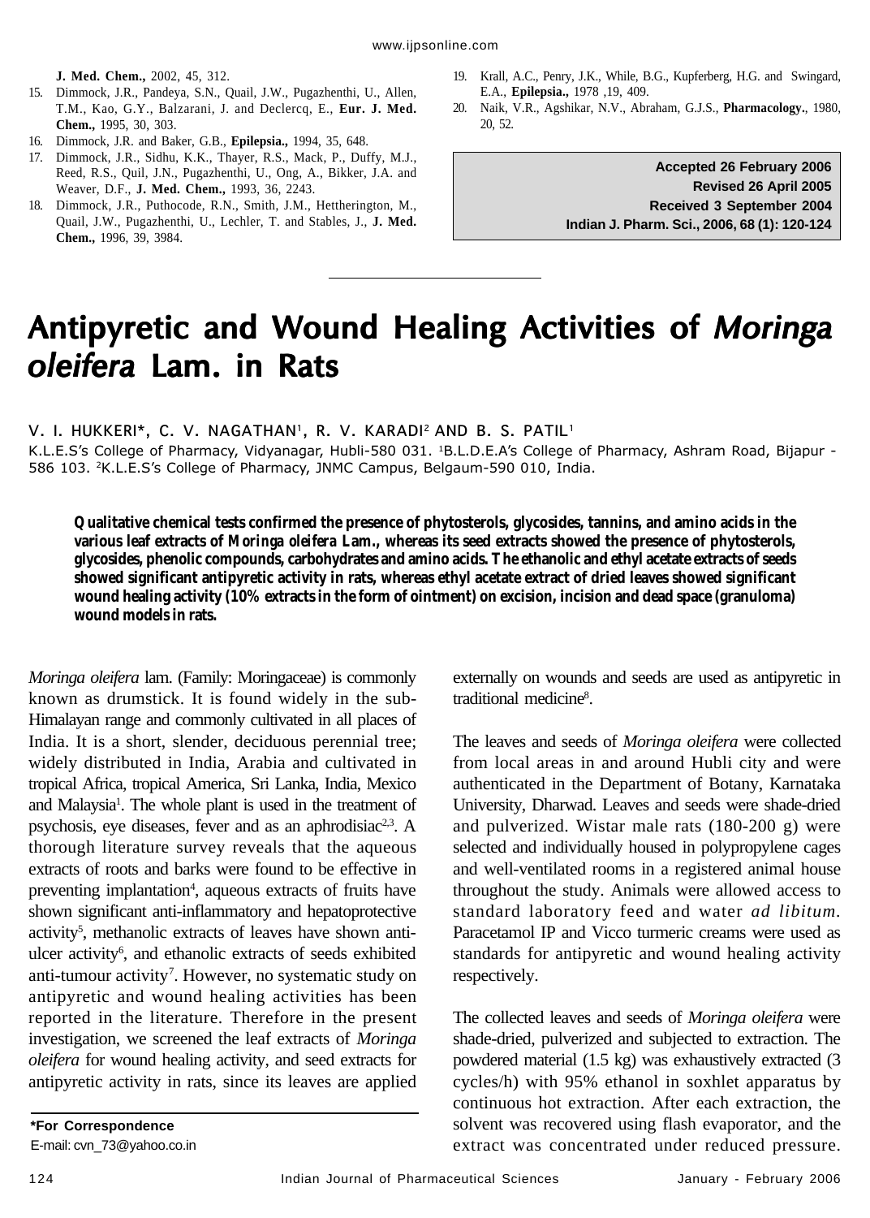J. Med. Chem., 2002, 45, 312.

15. Dimmock, J.R., Pandeya, S.N., Quail, J.W., Pugazhenthi, U., Allen, T.M., Kao, G.Y., Balzarani, J. and Declercq, E., **Eur. J. Med. Chem.,** 1995, 30, 303.
16. Dimmock, J.R. and Baker, G.B., **Epilepsia.,** 1994, 35, 648.
17. Dimmock, J.R., Sidhu, K.K., Thayer, R.S., Mack, P., Duffy, M.J., Reed, R.S., Quil, J.N., Pugazhenthi, U., Ong, A., Bikker, J.A. and Weaver, D.F., **J. Med. Chem.,** 1993, 36, 2243.
18. Dimmock, J.R., Puthocode, R.N., Smith, J.M., Hettherington, M., Quail, J.W., Pugazhenthi, U., Lechler, T. and Stables, J., **J. Med. Chem.,** 1996, 39, 3984.
19. Krall, A.C., Penry, J.K., While, B.G., Kupferberg, H.G. and Swingard, E.A., **Epilepsia.,** 1978 ,19, 409.
20. Naik, V.R., Agshikar, N.V., Abraham, G.J.S., **Pharmacology.**, 1980, 20, 52.

**Accepted 26 February 2006**
**Revised 26 April 2005**
**Received 3 September 2004**
**Indian J. Pharm. Sci., 2006, 68 (1): 120-124**

# Antipyretic and Wound Healing Activities of *Moringa oleifera* Lam. in Rats

V. I. HUKKERI*, C. V. NAGATHAN[1], R. V. KARADI[2] AND B. S. PATIL[1]

K.L.E.S's College of Pharmacy, Vidyanagar, Hubli-580 031. [1]B.L.D.E.A's College of Pharmacy, Ashram Road, Bijapur - 586 103. [2]K.L.E.S's College of Pharmacy, JNMC Campus, Belgaum-590 010, India.

**Qualitative chemical tests confirmed the presence of phytosterols, glycosides, tannins, and amino acids in the various leaf extracts of *Moringa oleifera* Lam., whereas its seed extracts showed the presence of phytosterols, glycosides, phenolic compounds, carbohydrates and amino acids. The ethanolic and ethyl acetate extracts of seeds showed significant antipyretic activity in rats, whereas ethyl acetate extract of dried leaves showed significant wound healing activity (10% extracts in the form of ointment) on excision, incision and dead space (granuloma) wound models in rats.**

*Moringa oleifera* lam. (Family: Moringaceae) is commonly known as drumstick. It is found widely in the sub-Himalayan range and commonly cultivated in all places of India. It is a short, slender, deciduous perennial tree; widely distributed in India, Arabia and cultivated in tropical Africa, tropical America, Sri Lanka, India, Mexico and Malaysia[1]. The whole plant is used in the treatment of psychosis, eye diseases, fever and as an aphrodisiac[2,3]. A thorough literature survey reveals that the aqueous extracts of roots and barks were found to be effective in preventing implantation[4], aqueous extracts of fruits have shown significant anti-inflammatory and hepatoprotective activity[5], methanolic extracts of leaves have shown anti-ulcer activity[6], and ethanolic extracts of seeds exhibited anti-tumour activity[7]. However, no systematic study on antipyretic and wound healing activities has been reported in the literature. Therefore in the present investigation, we screened the leaf extracts of *Moringa oleifera* for wound healing activity, and seed extracts for antipyretic activity in rats, since its leaves are applied externally on wounds and seeds are used as antipyretic in traditional medicine[8].

The leaves and seeds of *Moringa oleifera* were collected from local areas in and around Hubli city and were authenticated in the Department of Botany, Karnataka University, Dharwad. Leaves and seeds were shade-dried and pulverized. Wistar male rats (180-200 g) were selected and individually housed in polypropylene cages and well-ventilated rooms in a registered animal house throughout the study. Animals were allowed access to standard laboratory feed and water *ad libitum*. Paracetamol IP and Vicco turmeric creams were used as standards for antipyretic and wound healing activity respectively.

The collected leaves and seeds of *Moringa oleifera* were shade-dried, pulverized and subjected to extraction. The powdered material (1.5 kg) was exhaustively extracted (3 cycles/h) with 95% ethanol in soxhlet apparatus by continuous hot extraction. After each extraction, the solvent was recovered using flash evaporator, and the extract was concentrated under reduced pressure.

*For Correspondence
E-mail: cvn_73@yahoo.co.in